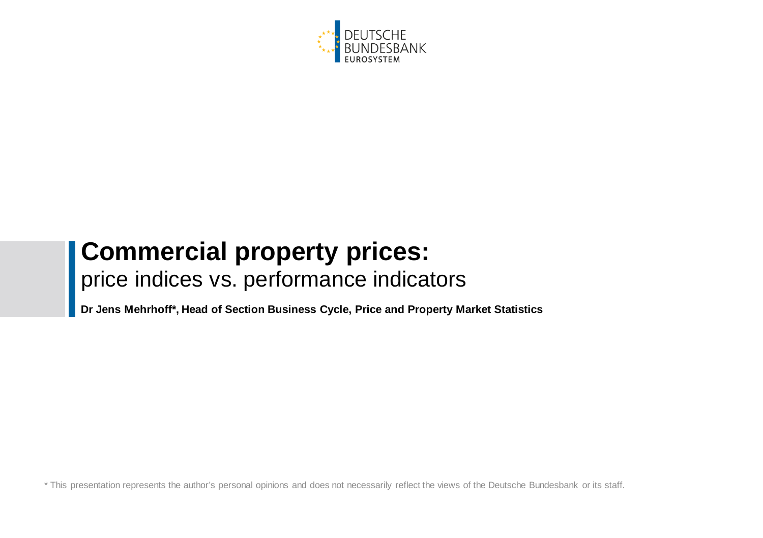DEUTSCHE BUNDESBANK
EUROSYSTEM

# Commercial property prices:

## price indices vs. performance indicators

**Dr Jens Mehrhoff*, Head of Section Business Cycle, Price and Property Market Statistics**

* This presentation represents the author's personal opinions and does not necessarily reflect the views of the Deutsche Bundesbank or its staff.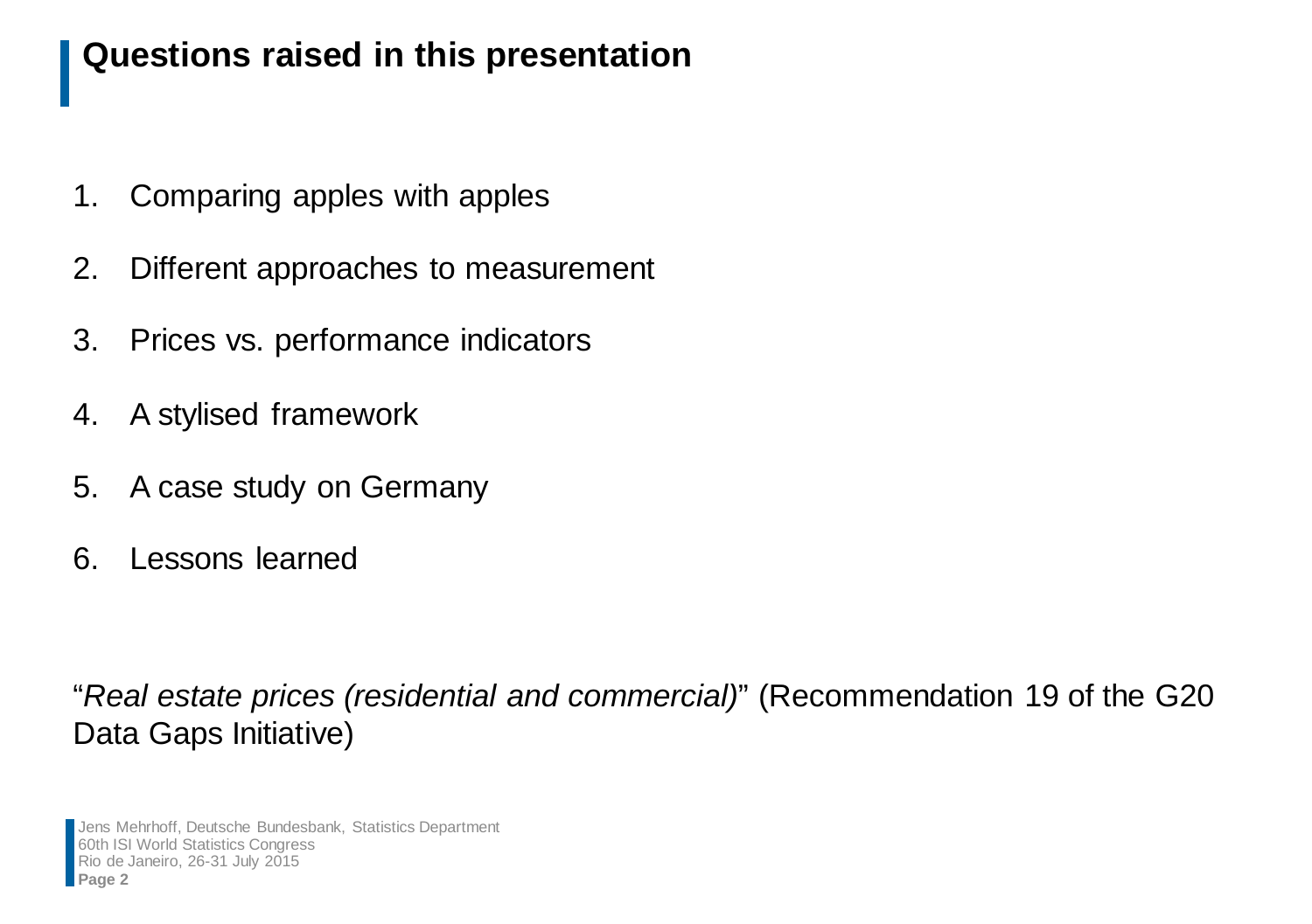## Questions raised in this presentation

1. Comparing apples with apples
2. Different approaches to measurement
3. Prices vs. performance indicators
4. A stylised framework
5. A case study on Germany
6. Lessons learned

"*Real estate prices (residential and commercial)*" (Recommendation 19 of the G20 Data Gaps Initiative)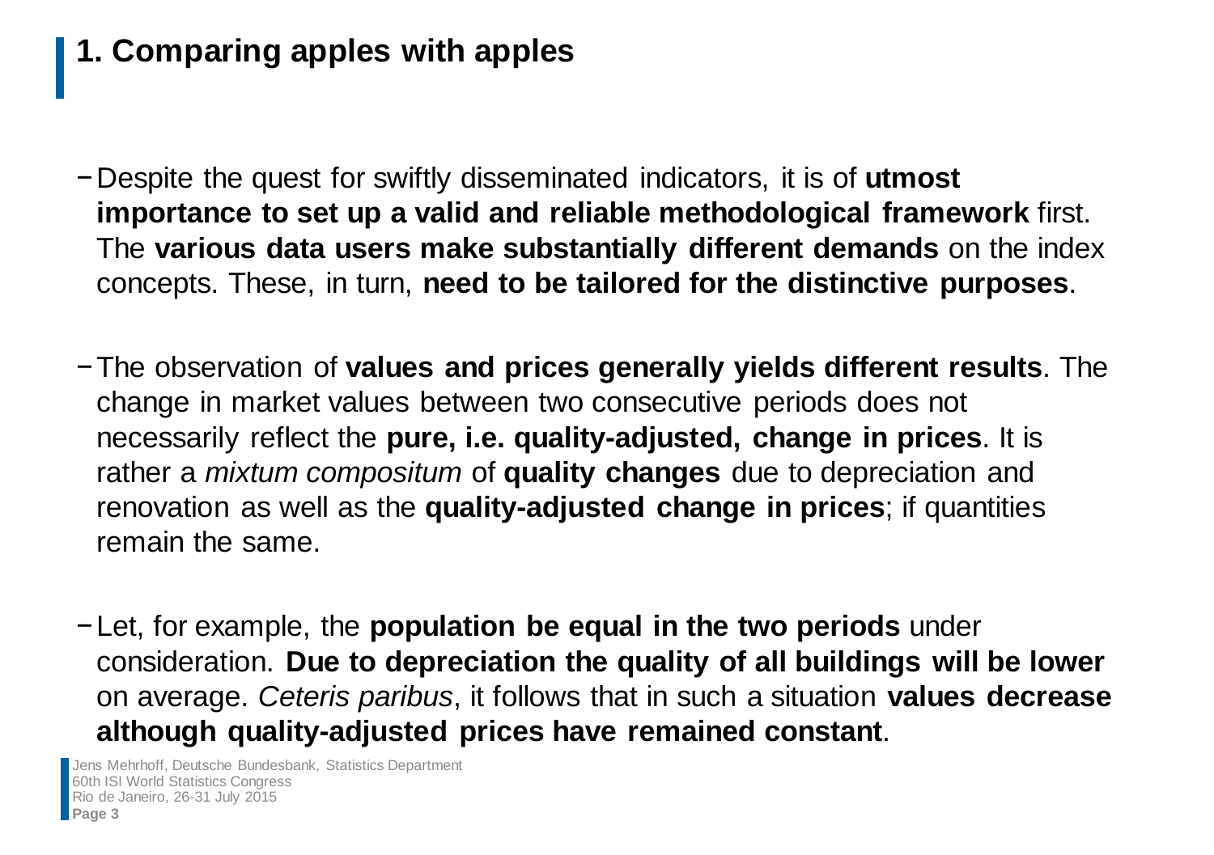## 1. Comparing apples with apples

- Despite the quest for swiftly disseminated indicators, it is of **utmost importance to set up a valid and reliable methodological framework** first. The **various data users make substantially different demands** on the index concepts. These, in turn, **need to be tailored for the distinctive purposes**.

- The observation of **values and prices generally yields different results**. The change in market values between two consecutive periods does not necessarily reflect the **pure, i.e. quality-adjusted, change in prices**. It is rather a *mixtum compositum* of **quality changes** due to depreciation and renovation as well as the **quality-adjusted change in prices**; if quantities remain the same.

- Let, for example, the **population be equal in the two periods** under consideration. **Due to depreciation the quality of all buildings will be lower** on average. *Ceteris paribus*, it follows that in such a situation **values decrease although quality-adjusted prices have remained constant**.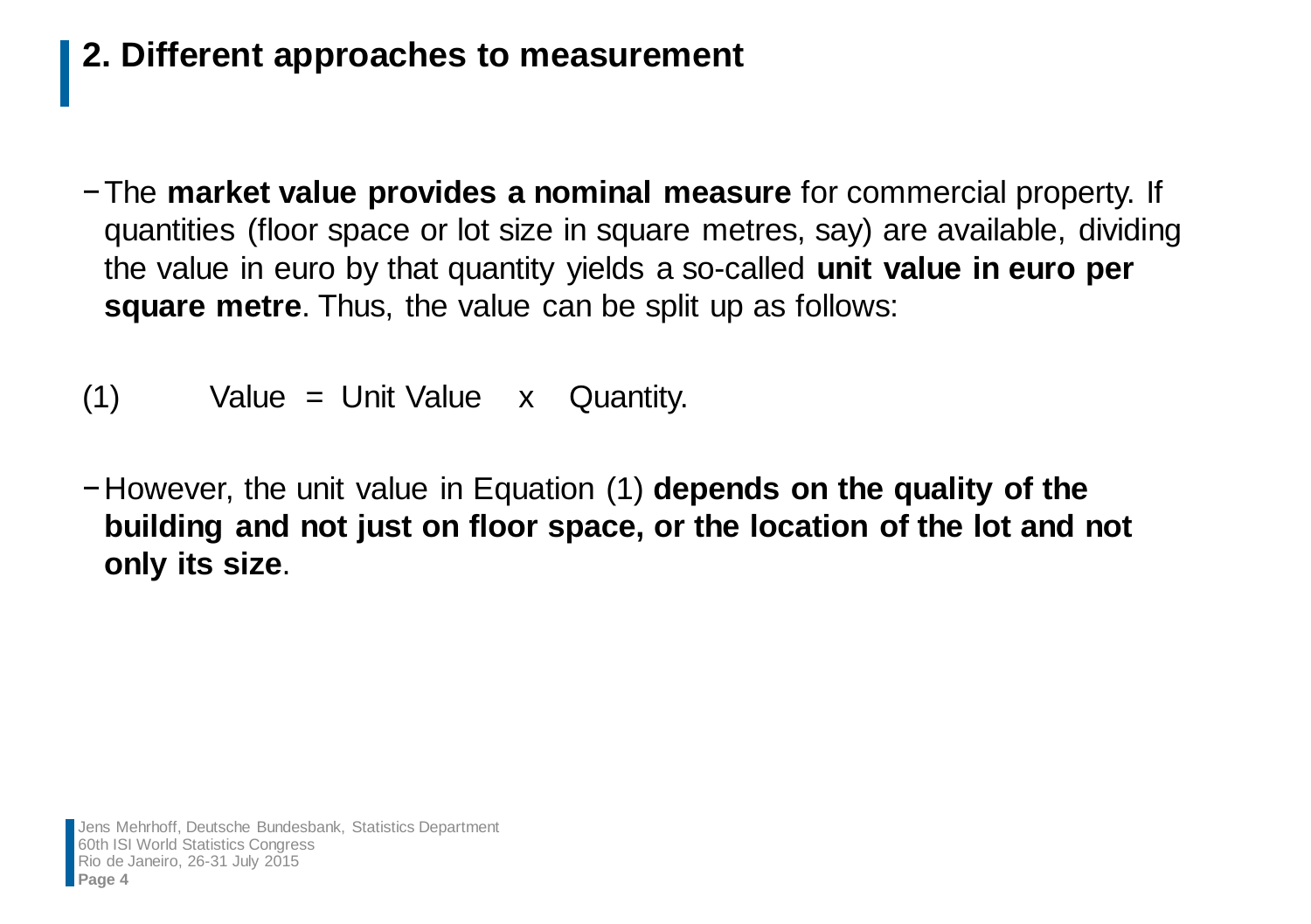## 2. Different approaches to measurement

- The **market value provides a nominal measure** for commercial property. If quantities (floor space or lot size in square metres, say) are available, dividing the value in euro by that quantity yields a so-called **unit value in euro per square metre**. Thus, the value can be split up as follows:

(1) Value = Unit Value x Quantity.

- However, the unit value in Equation (1) **depends on the quality of the building and not just on floor space, or the location of the lot and not only its size**.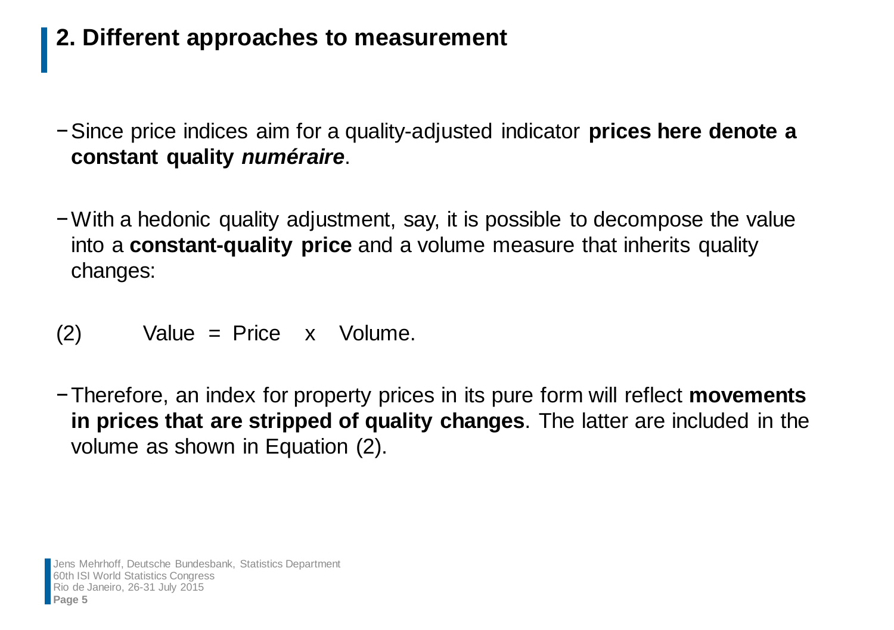## 2. Different approaches to measurement

- Since price indices aim for a quality-adjusted indicator **prices here denote a constant quality *numéraire***.

- With a hedonic quality adjustment, say, it is possible to decompose the value into a **constant-quality price** and a volume measure that inherits quality changes:

(2) Value = Price x Volume.

- Therefore, an index for property prices in its pure form will reflect **movements in prices that are stripped of quality changes**. The latter are included in the volume as shown in Equation (2).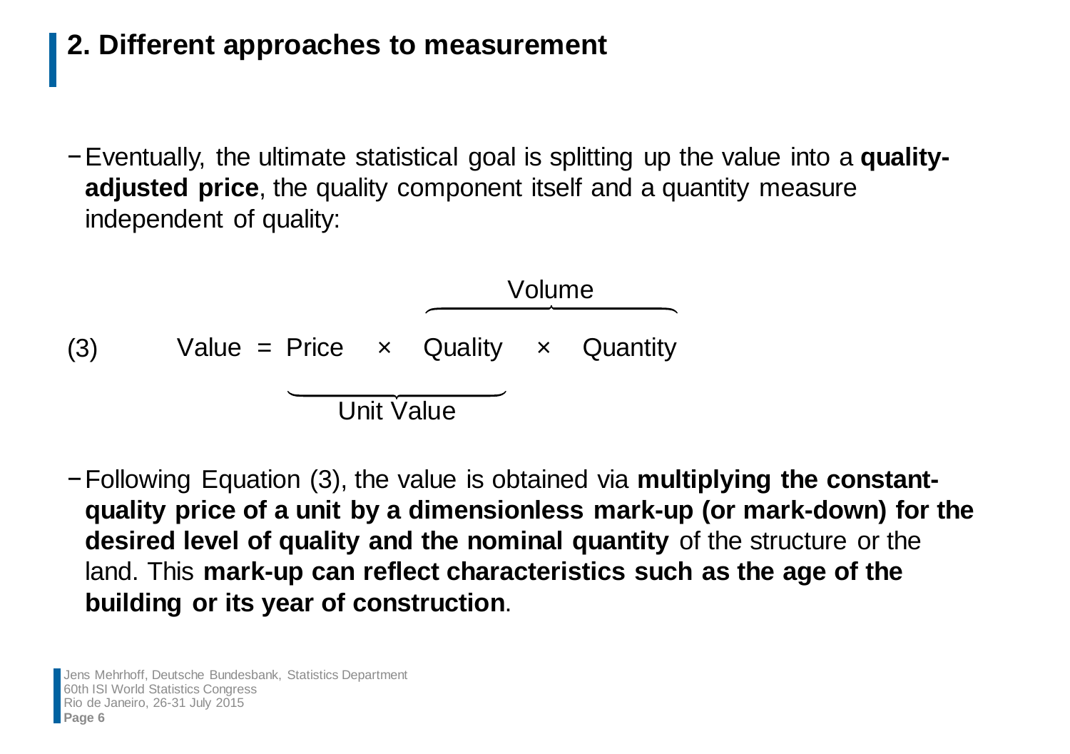## 2. Different approaches to measurement

- Eventually, the ultimate statistical goal is splitting up the value into a **quality-adjusted price**, the quality component itself and a quantity measure independent of quality:

$$\text{(3)} \qquad \text{Value} = \underbrace{\text{Price} \times \overbrace{\text{Quality}}^{}}_{\text{Unit Value}} \overbrace{\times \text{ Quantity}}^{\text{Volume}}$$

- Following Equation (3), the value is obtained via **multiplying the constant-quality price of a unit by a dimensionless mark-up (or mark-down) for the desired level of quality and the nominal quantity** of the structure or the land. This **mark-up can reflect characteristics such as the age of the building or its year of construction**.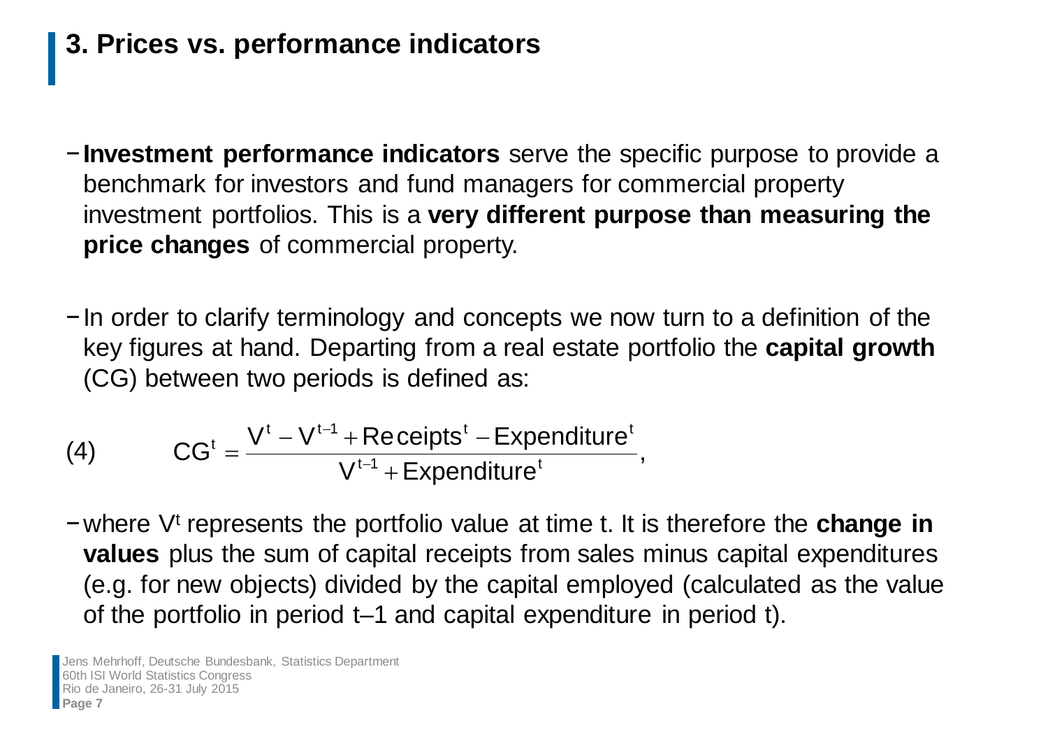## 3. Prices vs. performance indicators

- **Investment performance indicators** serve the specific purpose to provide a benchmark for investors and fund managers for commercial property investment portfolios. This is a **very different purpose than measuring the price changes** of commercial property.

- In order to clarify terminology and concepts we now turn to a definition of the key figures at hand. Departing from a real estate portfolio the **capital growth** (CG) between two periods is defined as:

$$\text{(4)} \qquad CG^t = \frac{V^t - V^{t-1} + \text{Receipts}^t - \text{Expenditure}^t}{V^{t-1} + \text{Expenditure}^t},$$

- where $V^t$ represents the portfolio value at time t. It is therefore the **change in values** plus the sum of capital receipts from sales minus capital expenditures (e.g. for new objects) divided by the capital employed (calculated as the value of the portfolio in period t–1 and capital expenditure in period t).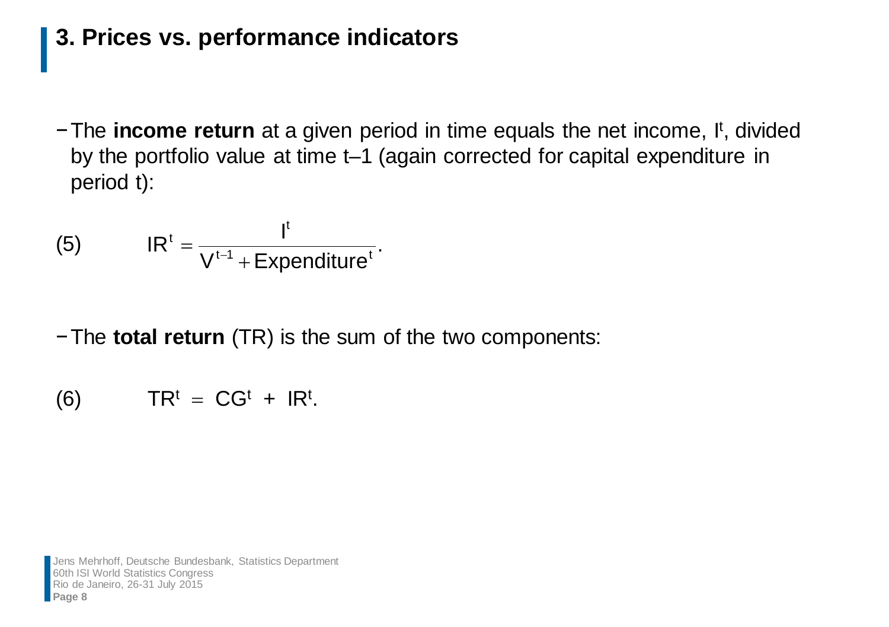## 3. Prices vs. performance indicators

- The **income return** at a given period in time equals the net income, $I^t$, divided by the portfolio value at time t–1 (again corrected for capital expenditure in period t):

(5) $$IR^t = \frac{I^t}{V^{t-1} + \text{Expenditure}^t}.$$

- The **total return** (TR) is the sum of the two components:

(6) $$TR^t = CG^t + IR^t.$$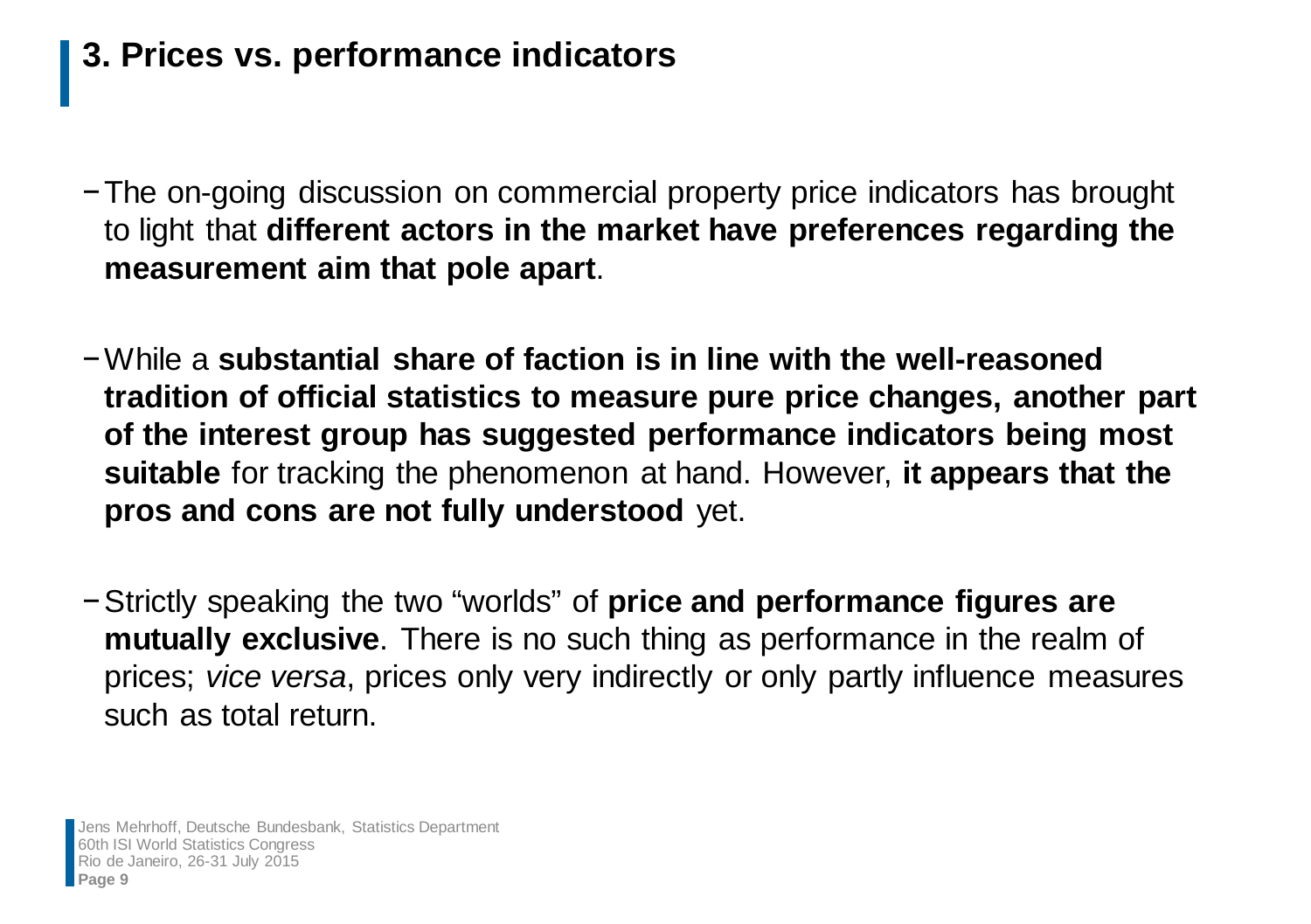## 3. Prices vs. performance indicators

- The on-going discussion on commercial property price indicators has brought to light that **different actors in the market have preferences regarding the measurement aim that pole apart**.

- While a **substantial share of faction is in line with the well-reasoned tradition of official statistics to measure pure price changes, another part of the interest group has suggested performance indicators being most suitable** for tracking the phenomenon at hand. However, **it appears that the pros and cons are not fully understood** yet.

- Strictly speaking the two "worlds" of **price and performance figures are mutually exclusive**. There is no such thing as performance in the realm of prices; *vice versa*, prices only very indirectly or only partly influence measures such as total return.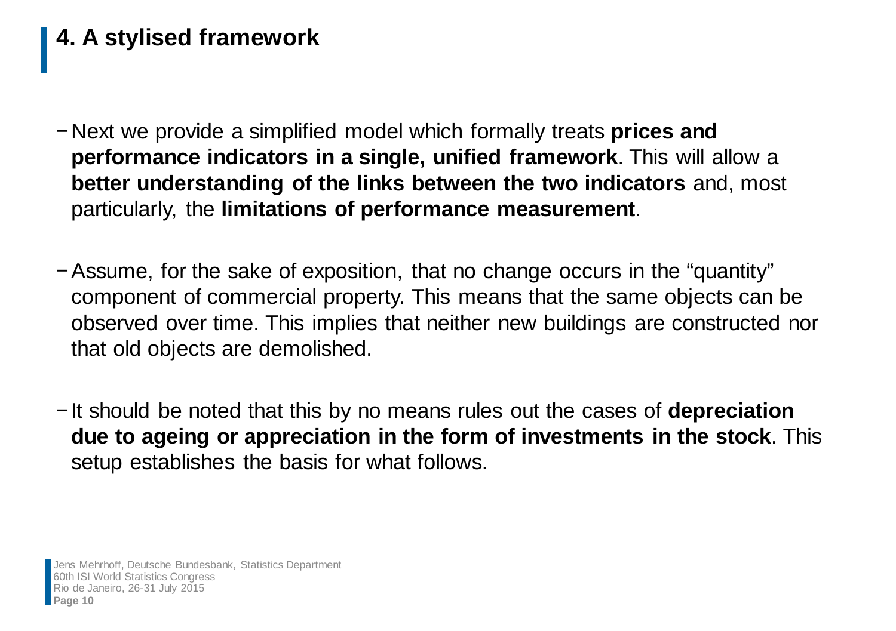# 4. A stylised framework

- Next we provide a simplified model which formally treats **prices and performance indicators in a single, unified framework**. This will allow a **better understanding of the links between the two indicators** and, most particularly, the **limitations of performance measurement**.

- Assume, for the sake of exposition, that no change occurs in the “quantity” component of commercial property. This means that the same objects can be observed over time. This implies that neither new buildings are constructed nor that old objects are demolished.

- It should be noted that this by no means rules out the cases of **depreciation due to ageing or appreciation in the form of investments in the stock**. This setup establishes the basis for what follows.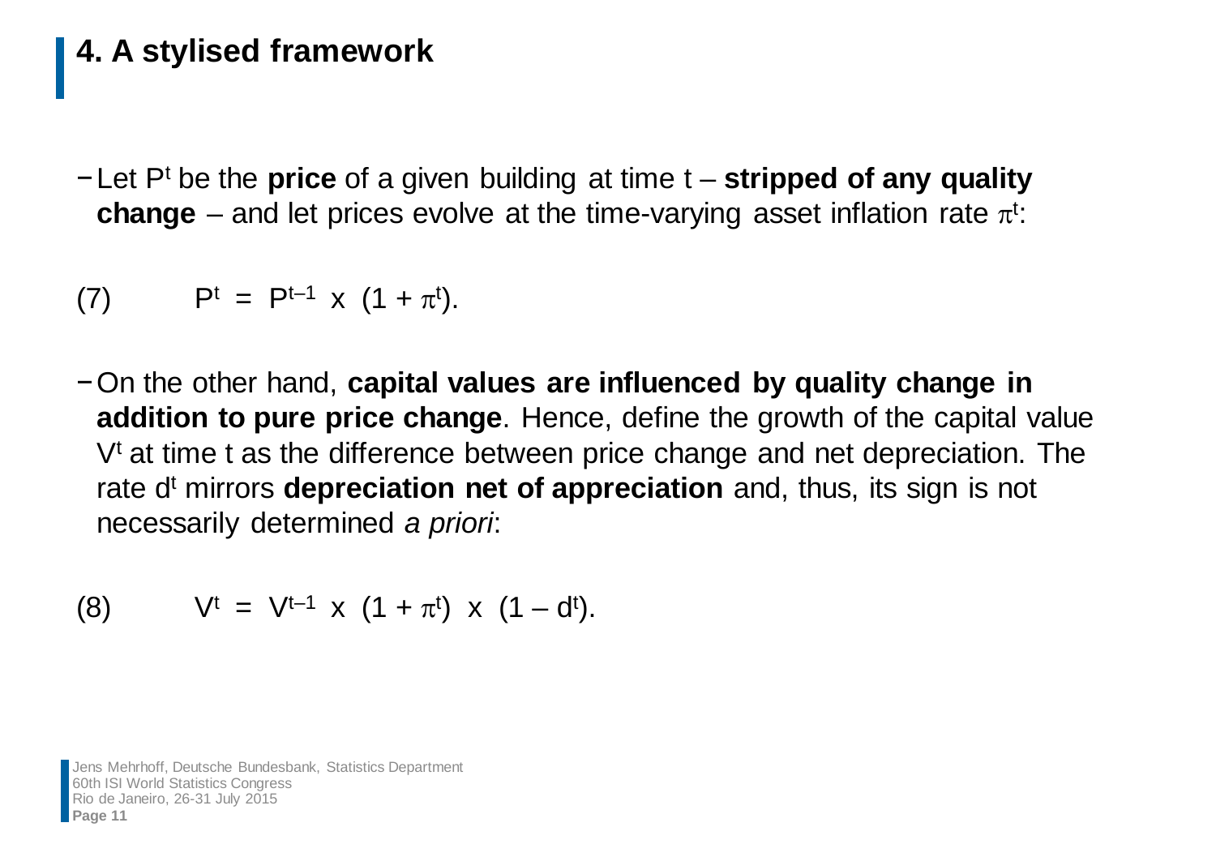## 4. A stylised framework

- Let $P^t$ be the **price** of a given building at time t – **stripped of any quality change** – and let prices evolve at the time-varying asset inflation rate $\pi^t$:

$$(7) \qquad P^t = P^{t-1} \times (1 + \pi^t).$$

- On the other hand, **capital values are influenced by quality change in addition to pure price change**. Hence, define the growth of the capital value $V^t$ at time t as the difference between price change and net depreciation. The rate $d^t$ mirrors **depreciation net of appreciation** and, thus, its sign is not necessarily determined *a priori*:

$$(8) \qquad V^t = V^{t-1} \times (1 + \pi^t) \times (1 - d^t).$$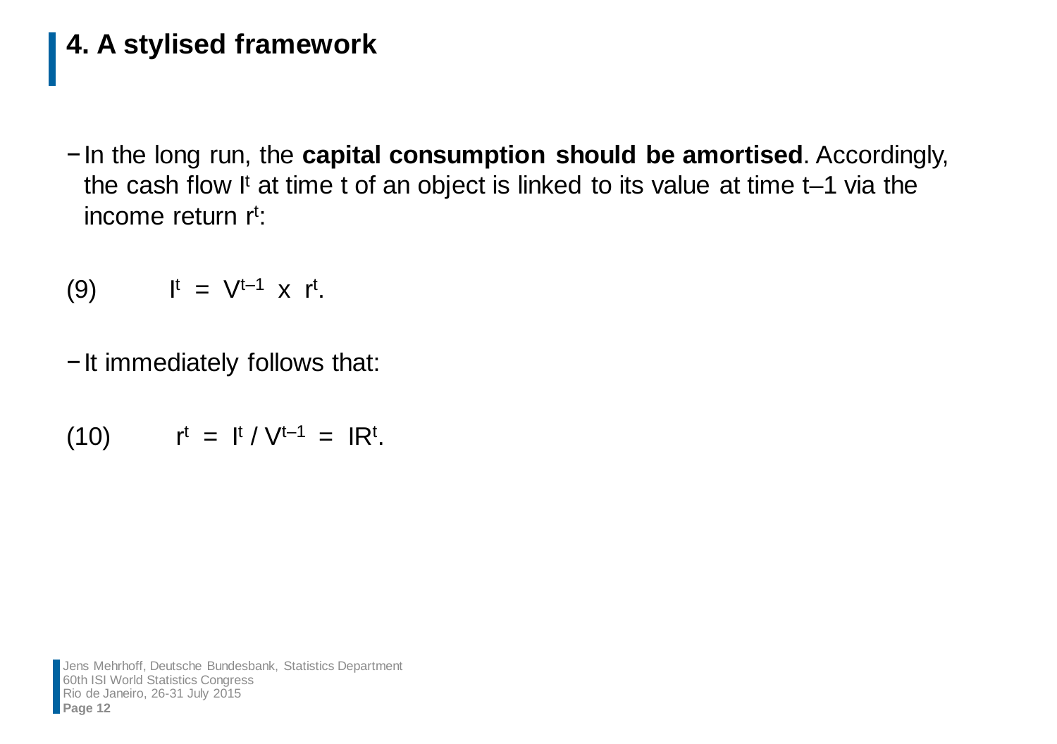## 4. A stylised framework

- In the long run, the **capital consumption should be amortised**. Accordingly, the cash flow $I^t$ at time t of an object is linked to its value at time t–1 via the income return $r^t$:

(9) $$I^t = V^{t-1} \times r^t.$$

- It immediately follows that:

(10) $$r^t = I^t / V^{t-1} = IR^t.$$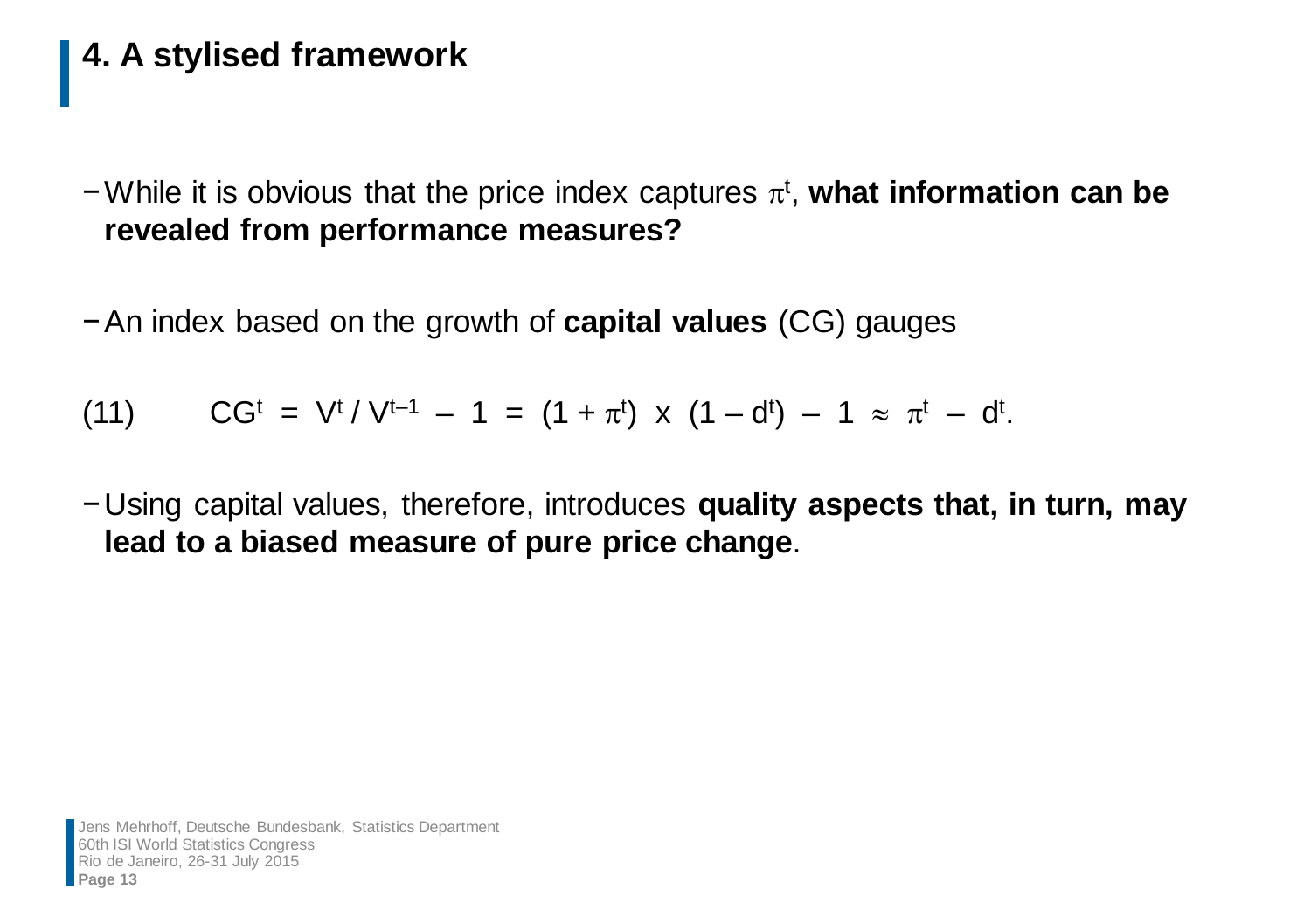## 4. A stylised framework

- While it is obvious that the price index captures $\pi^t$, **what information can be revealed from performance measures?**

- An index based on the growth of **capital values** (CG) gauges

$$(11) \qquad CG^t = V^t / V^{t-1} - 1 = (1 + \pi^t) \times (1 - d^t) - 1 \approx \pi^t - d^t.$$

- Using capital values, therefore, introduces **quality aspects that, in turn, may lead to a biased measure of pure price change**.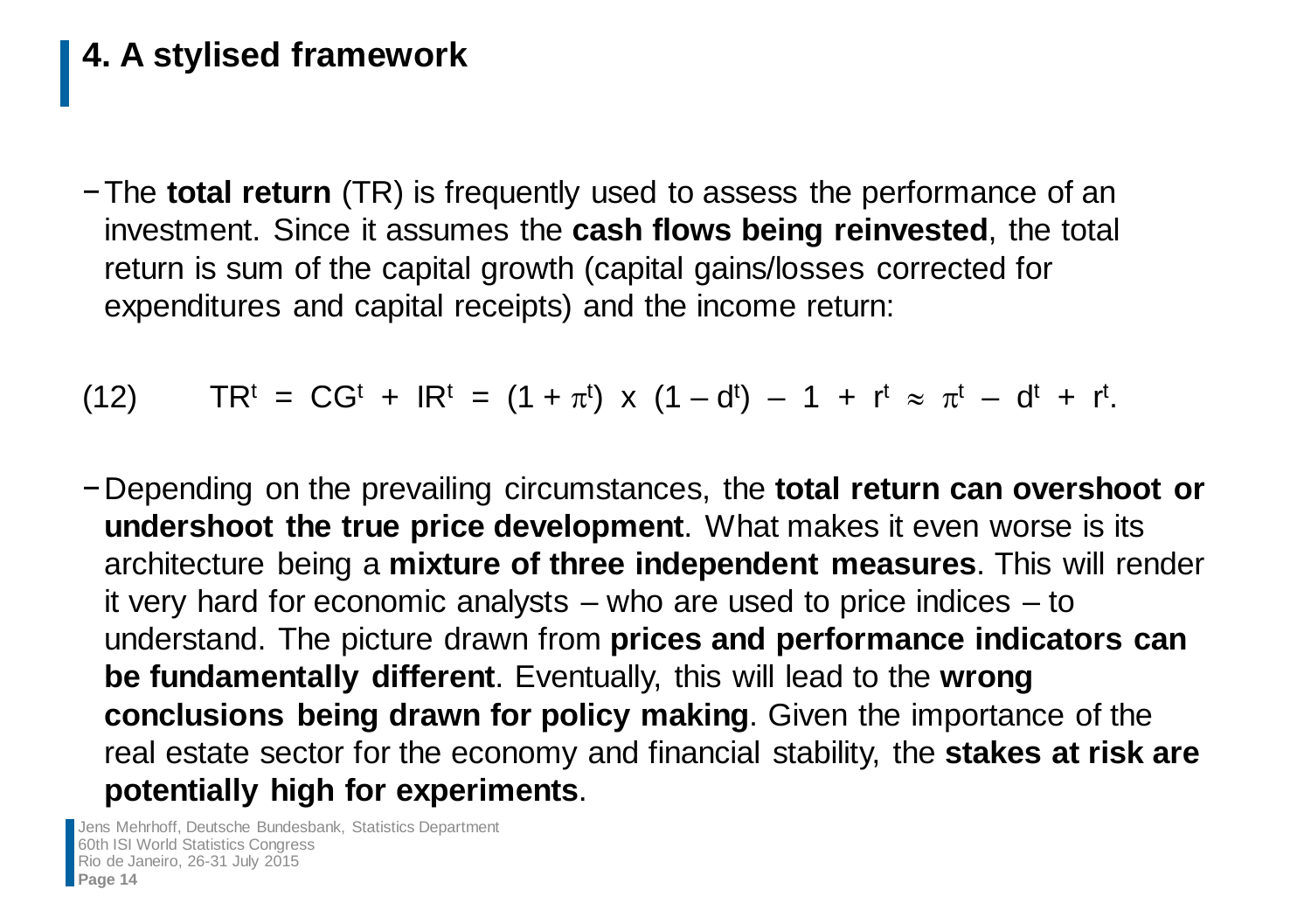## 4. A stylised framework

- The **total return** (TR) is frequently used to assess the performance of an investment. Since it assumes the **cash flows being reinvested**, the total return is sum of the capital growth (capital gains/losses corrected for expenditures and capital receipts) and the income return:

$$(12) \qquad TR^t = CG^t + IR^t = (1 + \pi^t) \times (1 - d^t) - 1 + r^t \approx \pi^t - d^t + r^t.$$

- Depending on the prevailing circumstances, the **total return can overshoot or undershoot the true price development**. What makes it even worse is its architecture being a **mixture of three independent measures**. This will render it very hard for economic analysts – who are used to price indices – to understand. The picture drawn from **prices and performance indicators can be fundamentally different**. Eventually, this will lead to the **wrong conclusions being drawn for policy making**. Given the importance of the real estate sector for the economy and financial stability, the **stakes at risk are potentially high for experiments**.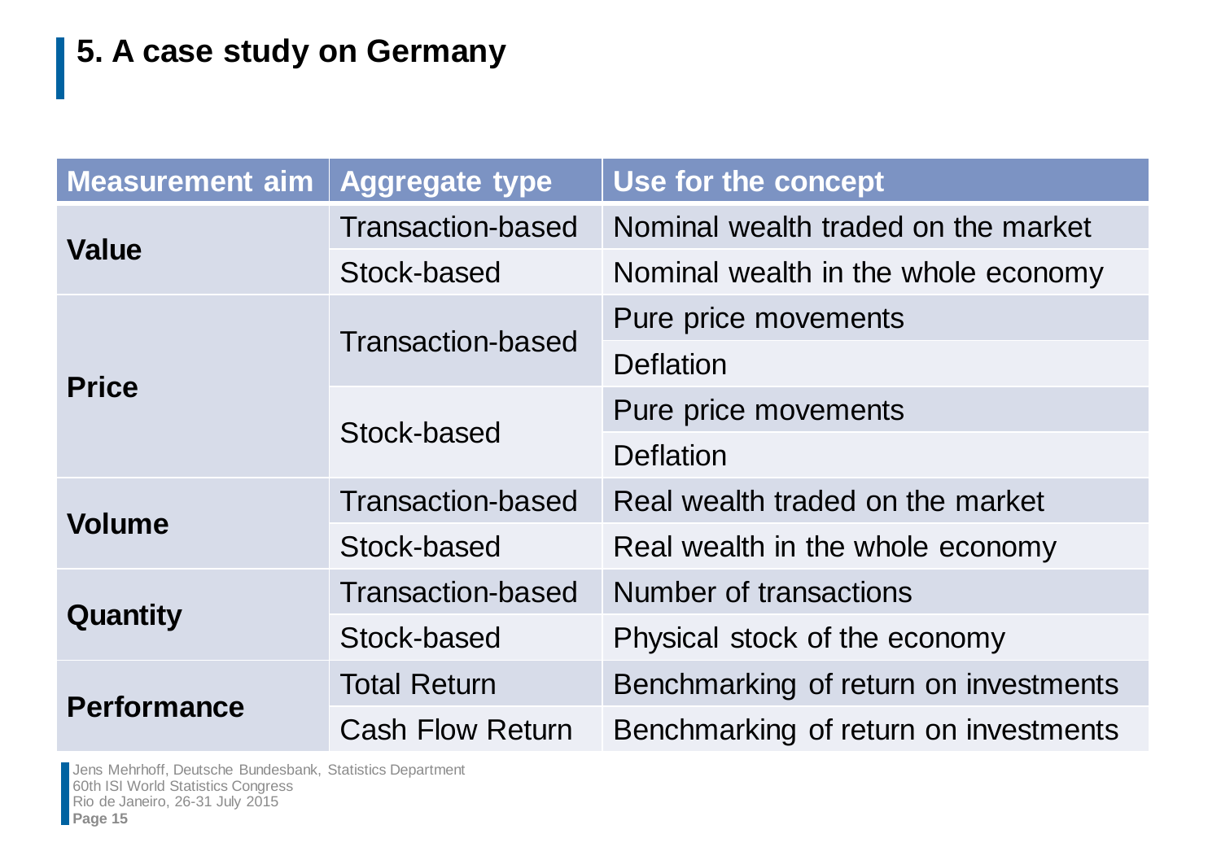## 5. A case study on Germany

| Measurement aim | Aggregate type | Use for the concept |
|---|---|---|
| **Value** | Transaction-based | Nominal wealth traded on the market |
| | Stock-based | Nominal wealth in the whole economy |
| **Price** | Transaction-based | Pure price movements |
| | | Deflation |
| | Stock-based | Pure price movements |
| | | Deflation |
| **Volume** | Transaction-based | Real wealth traded on the market |
| | Stock-based | Real wealth in the whole economy |
| **Quantity** | Transaction-based | Number of transactions |
| | Stock-based | Physical stock of the economy |
| **Performance** | Total Return | Benchmarking of return on investments |
| | Cash Flow Return | Benchmarking of return on investments |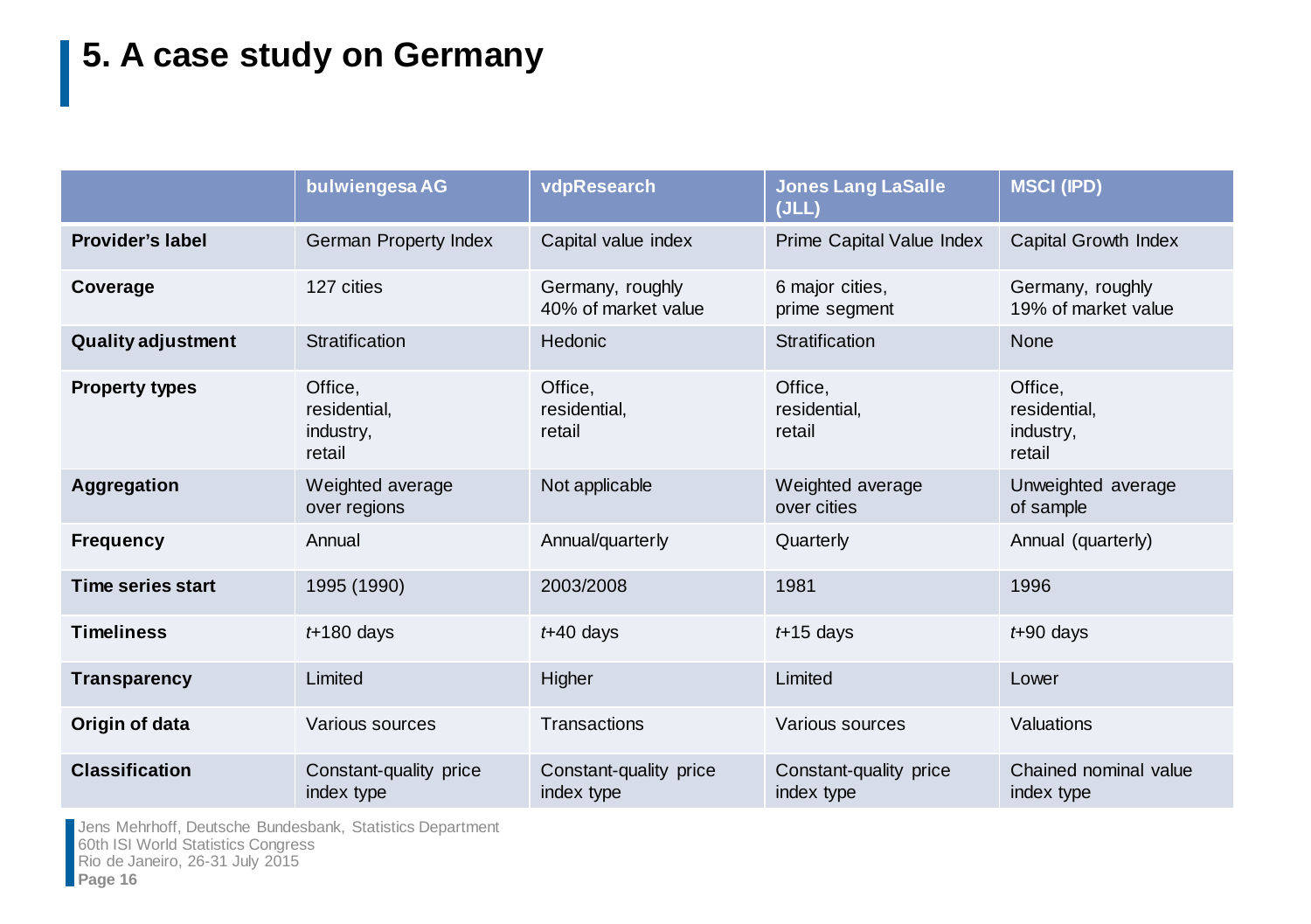# 5. A case study on Germany

| | bulwiengesa AG | vdpResearch | Jones Lang LaSalle (JLL) | MSCI (IPD) |
|---|---|---|---|---|
| **Provider's label** | German Property Index | Capital value index | Prime Capital Value Index | Capital Growth Index |
| **Coverage** | 127 cities | Germany, roughly 40% of market value | 6 major cities, prime segment | Germany, roughly 19% of market value |
| **Quality adjustment** | Stratification | Hedonic | Stratification | None |
| **Property types** | Office, residential, industry, retail | Office, residential, retail | Office, residential, retail | Office, residential, industry, retail |
| **Aggregation** | Weighted average over regions | Not applicable | Weighted average over cities | Unweighted average of sample |
| **Frequency** | Annual | Annual/quarterly | Quarterly | Annual (quarterly) |
| **Time series start** | 1995 (1990) | 2003/2008 | 1981 | 1996 |
| **Timeliness** | *t*+180 days | *t*+40 days | *t*+15 days | *t*+90 days |
| **Transparency** | Limited | Higher | Limited | Lower |
| **Origin of data** | Various sources | Transactions | Various sources | Valuations |
| **Classification** | Constant-quality price index type | Constant-quality price index type | Constant-quality price index type | Chained nominal value index type |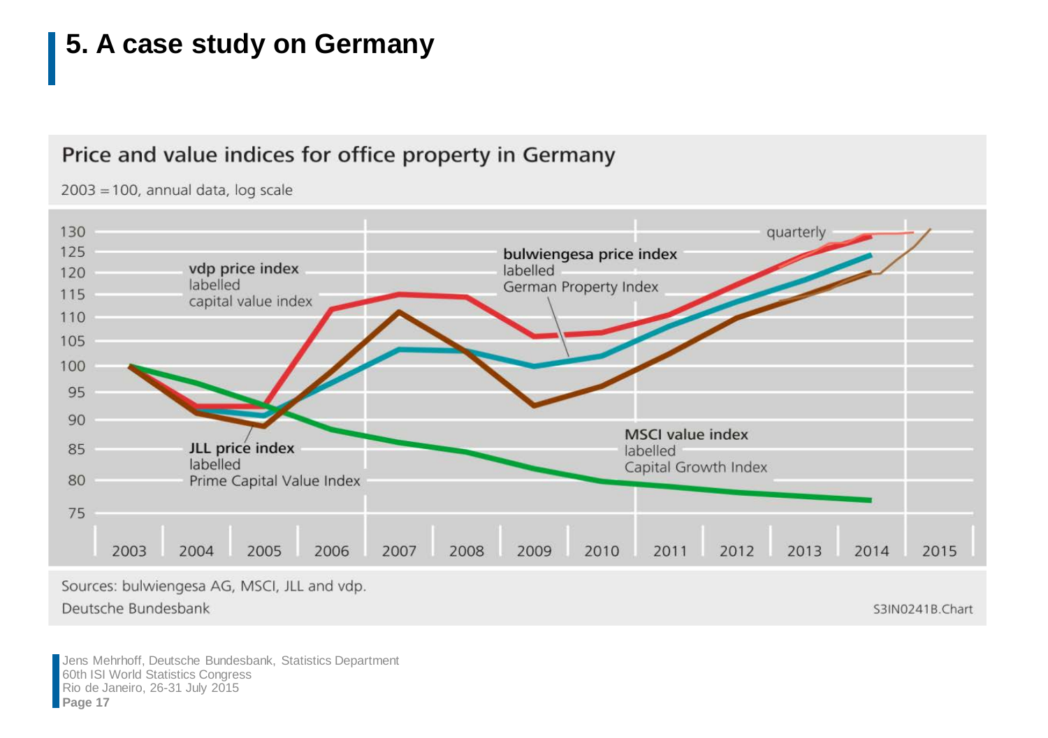# 5. A case study on Germany

**Price and value indices for office property in Germany**

2003 = 100, annual data, log scale

- **vdp price index** labelled capital value index
- **bulwiengesa price index** labelled German Property Index
- **JLL price index** labelled Prime Capital Value Index
- **MSCI value index** labelled Capital Growth Index
- quarterly

Sources: bulwiengesa AG, MSCI, JLL and vdp.

Deutsche Bundesbank

S3IN0241B.Chart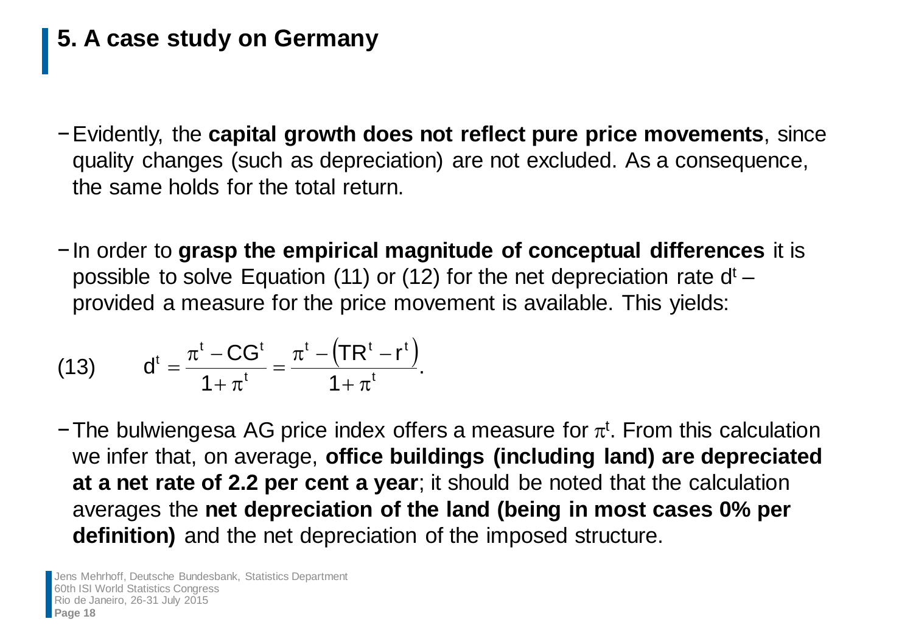## 5. A case study on Germany

- Evidently, the **capital growth does not reflect pure price movements**, since quality changes (such as depreciation) are not excluded. As a consequence, the same holds for the total return.

- In order to **grasp the empirical magnitude of conceptual differences** it is possible to solve Equation (11) or (12) for the net depreciation rate $d^t$ – provided a measure for the price movement is available. This yields:

$$(13) \qquad d^t = \frac{\pi^t - CG^t}{1 + \pi^t} = \frac{\pi^t - \left(TR^t - r^t\right)}{1 + \pi^t}.$$

- The bulwiengesa AG price index offers a measure for $\pi^t$. From this calculation we infer that, on average, **office buildings (including land) are depreciated at a net rate of 2.2 per cent a year**; it should be noted that the calculation averages the **net depreciation of the land (being in most cases 0% per definition)** and the net depreciation of the imposed structure.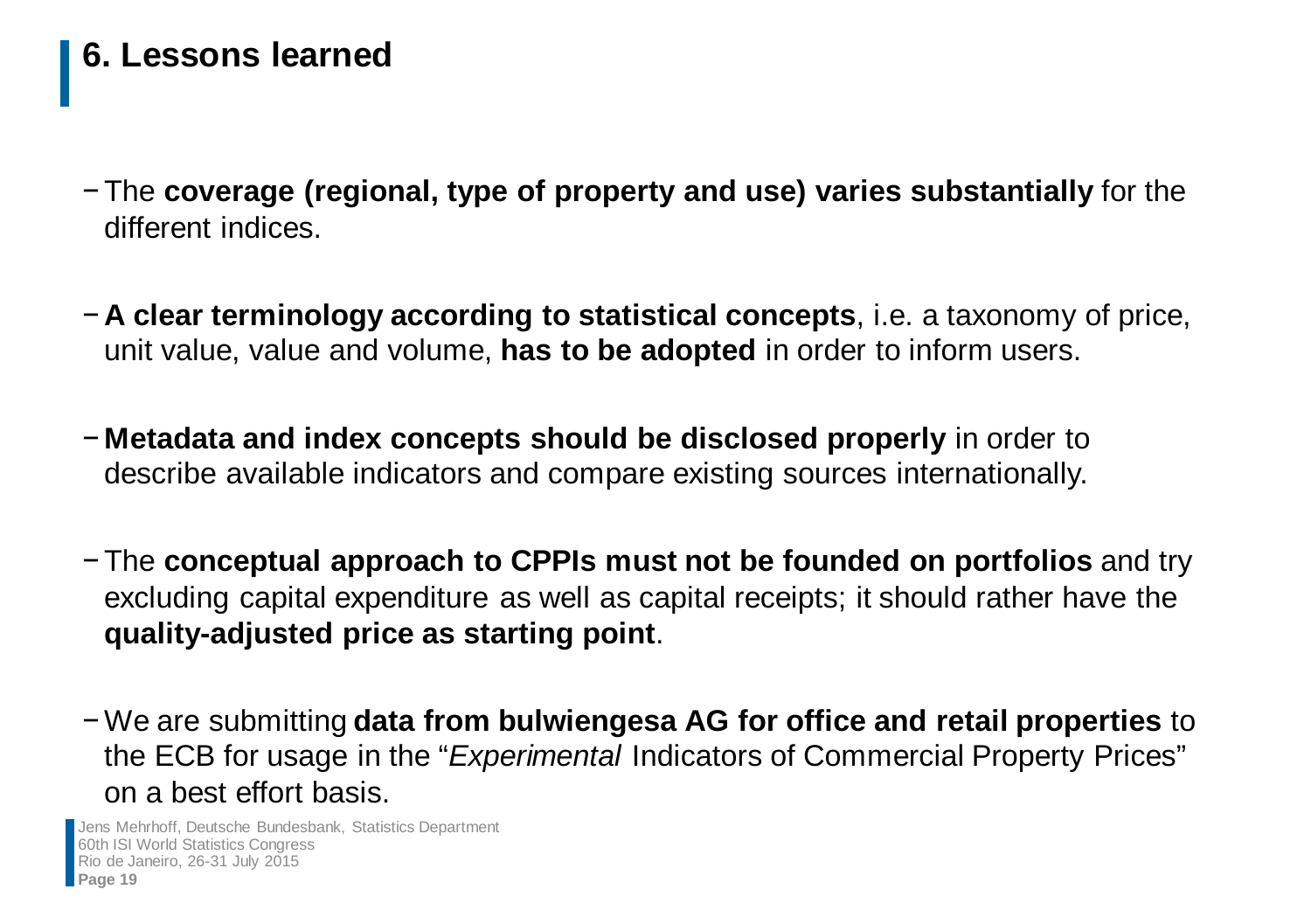# 6. Lessons learned

- The **coverage (regional, type of property and use) varies substantially** for the different indices.
- **A clear terminology according to statistical concepts**, i.e. a taxonomy of price, unit value, value and volume, **has to be adopted** in order to inform users.
- **Metadata and index concepts should be disclosed properly** in order to describe available indicators and compare existing sources internationally.
- The **conceptual approach to CPPIs must not be founded on portfolios** and try excluding capital expenditure as well as capital receipts; it should rather have the **quality-adjusted price as starting point**.
- We are submitting **data from bulwiengesa AG for office and retail properties** to the ECB for usage in the "*Experimental* Indicators of Commercial Property Prices" on a best effort basis.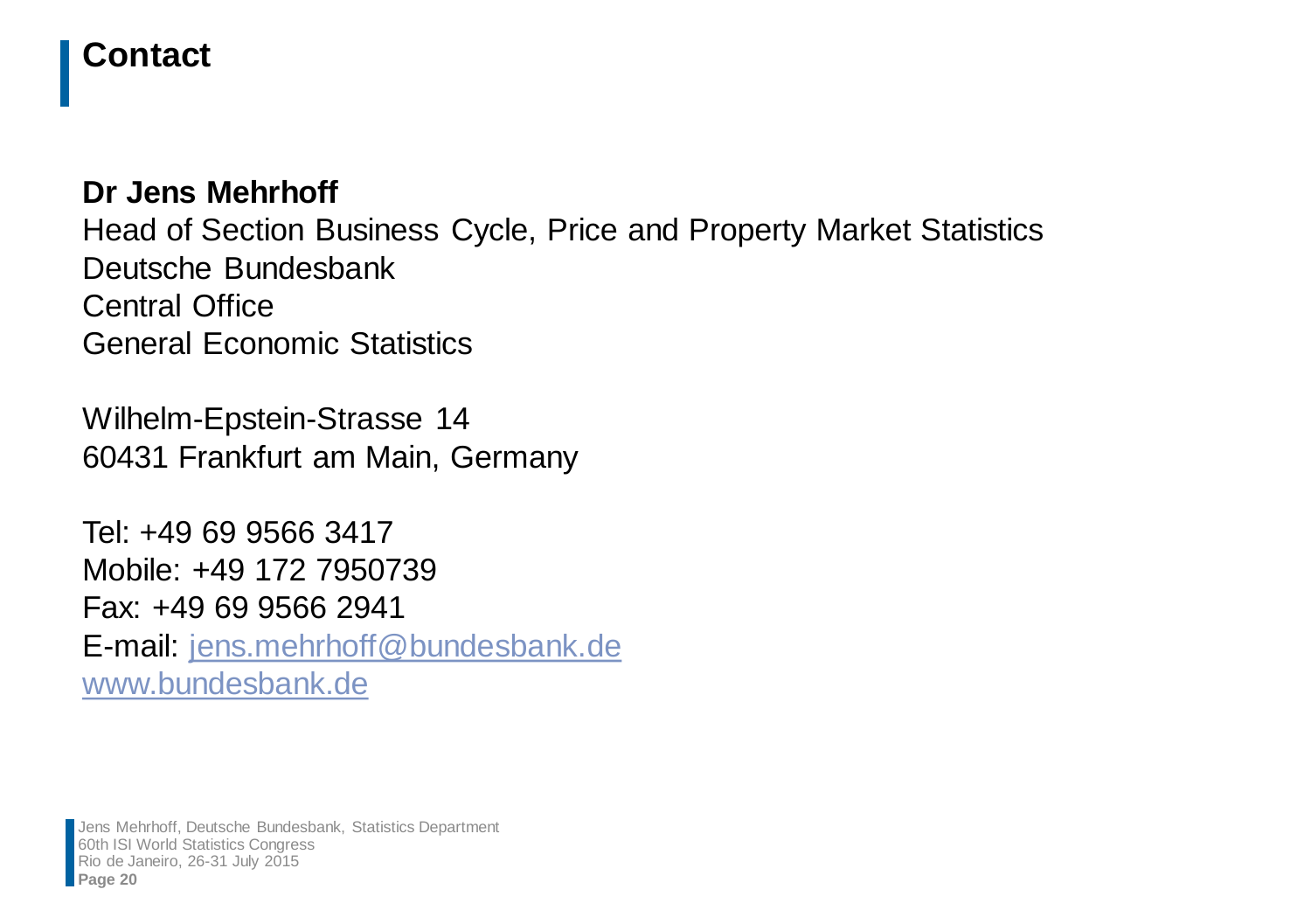# Contact

**Dr Jens Mehrhoff**
Head of Section Business Cycle, Price and Property Market Statistics
Deutsche Bundesbank
Central Office
General Economic Statistics

Wilhelm-Epstein-Strasse 14
60431 Frankfurt am Main, Germany

Tel: +49 69 9566 3417
Mobile: +49 172 7950739
Fax: +49 69 9566 2941
E-mail: jens.mehrhoff@bundesbank.de
www.bundesbank.de